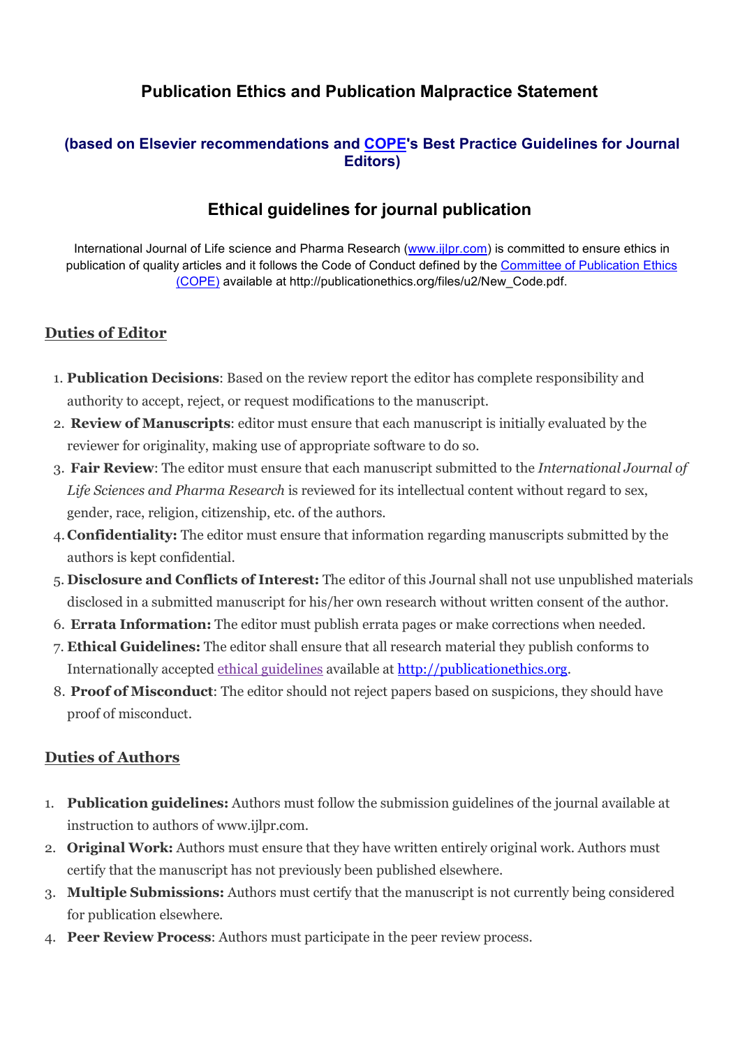# Publication Ethics and Publication Malpractice Statement

### (based on Elsevier recommendations and COPE's Best Practice Guidelines for Journal Editors)

## Ethical guidelines for journal publication

International Journal of Life science and Pharma Research (www.ijlpr.com) is committed to ensure ethics in publication of quality articles and it follows the Code of Conduct defined by the Committee of Publication Ethics (COPE) available at http://publicationethics.org/files/u2/New_Code.pdf.

## Duties of Editor

1. **Publication Decisions**: Based on the review report the editor has complete responsibility and authority to accept, reject, or request modifications to the manuscript.
2. **Review of Manuscripts**: editor must ensure that each manuscript is initially evaluated by the reviewer for originality, making use of appropriate software to do so.
3. **Fair Review**: The editor must ensure that each manuscript submitted to the *International Journal of Life Sciences and Pharma Research* is reviewed for its intellectual content without regard to sex, gender, race, religion, citizenship, etc. of the authors.
4. **Confidentiality:** The editor must ensure that information regarding manuscripts submitted by the authors is kept confidential.
5. **Disclosure and Conflicts of Interest:** The editor of this Journal shall not use unpublished materials disclosed in a submitted manuscript for his/her own research without written consent of the author.
6. **Errata Information:** The editor must publish errata pages or make corrections when needed.
7. **Ethical Guidelines:** The editor shall ensure that all research material they publish conforms to Internationally accepted ethical guidelines available at http://publicationethics.org.
8. **Proof of Misconduct**: The editor should not reject papers based on suspicions, they should have proof of misconduct.

## Duties of Authors

1. **Publication guidelines:** Authors must follow the submission guidelines of the journal available at instruction to authors of www.ijlpr.com.
2. **Original Work:** Authors must ensure that they have written entirely original work. Authors must certify that the manuscript has not previously been published elsewhere.
3. **Multiple Submissions:** Authors must certify that the manuscript is not currently being considered for publication elsewhere.
4. **Peer Review Process**: Authors must participate in the peer review process.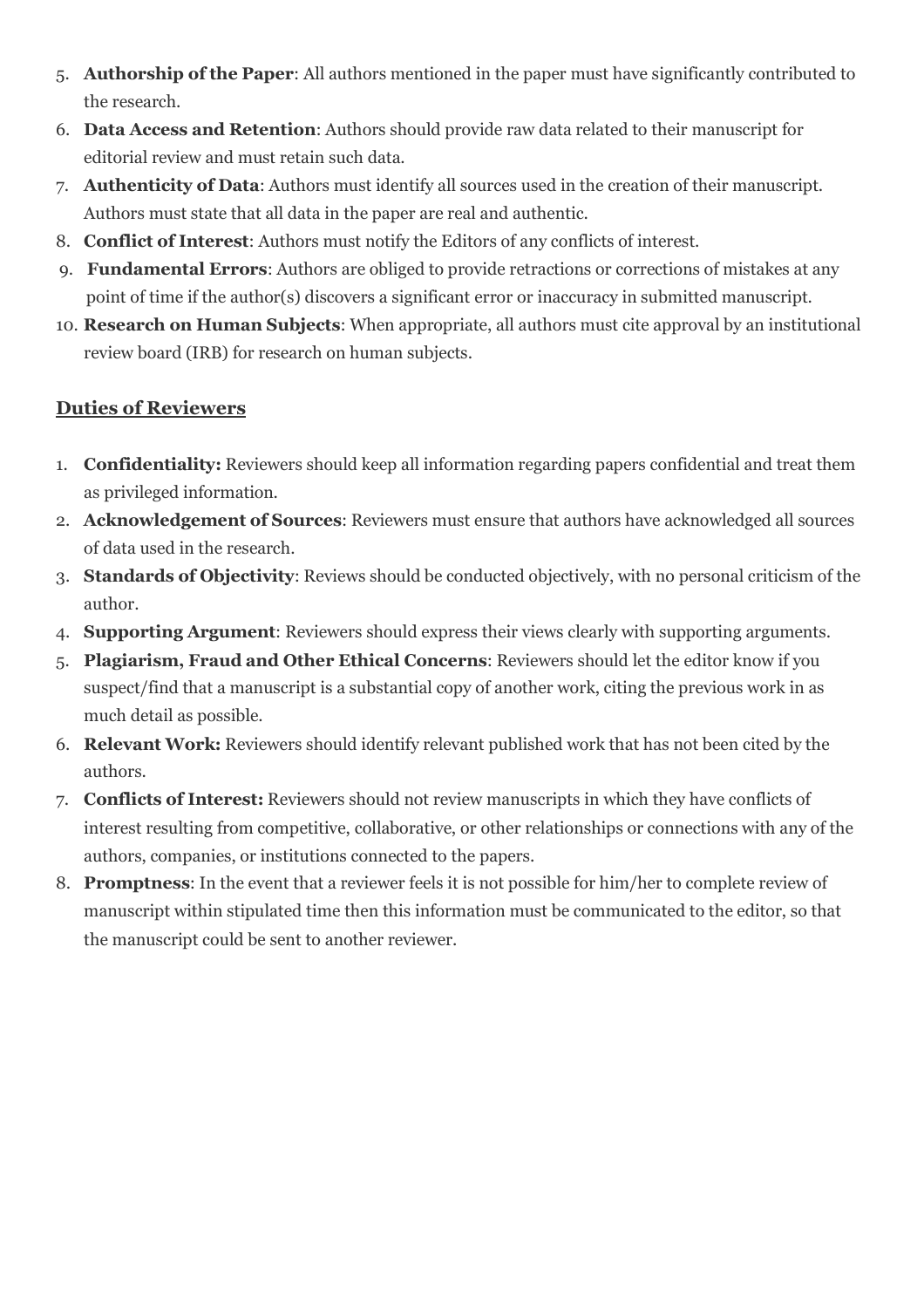5. **Authorship of the Paper**: All authors mentioned in the paper must have significantly contributed to the research.
6. **Data Access and Retention**: Authors should provide raw data related to their manuscript for editorial review and must retain such data.
7. **Authenticity of Data**: Authors must identify all sources used in the creation of their manuscript. Authors must state that all data in the paper are real and authentic.
8. **Conflict of Interest**: Authors must notify the Editors of any conflicts of interest.
9. **Fundamental Errors**: Authors are obliged to provide retractions or corrections of mistakes at any point of time if the author(s) discovers a significant error or inaccuracy in submitted manuscript.
10. **Research on Human Subjects**: When appropriate, all authors must cite approval by an institutional review board (IRB) for research on human subjects.

## Duties of Reviewers

1. **Confidentiality:** Reviewers should keep all information regarding papers confidential and treat them as privileged information.
2. **Acknowledgement of Sources**: Reviewers must ensure that authors have acknowledged all sources of data used in the research.
3. **Standards of Objectivity**: Reviews should be conducted objectively, with no personal criticism of the author.
4. **Supporting Argument**: Reviewers should express their views clearly with supporting arguments.
5. **Plagiarism, Fraud and Other Ethical Concerns**: Reviewers should let the editor know if you suspect/find that a manuscript is a substantial copy of another work, citing the previous work in as much detail as possible.
6. **Relevant Work:** Reviewers should identify relevant published work that has not been cited by the authors.
7. **Conflicts of Interest:** Reviewers should not review manuscripts in which they have conflicts of interest resulting from competitive, collaborative, or other relationships or connections with any of the authors, companies, or institutions connected to the papers.
8. **Promptness**: In the event that a reviewer feels it is not possible for him/her to complete review of manuscript within stipulated time then this information must be communicated to the editor, so that the manuscript could be sent to another reviewer.